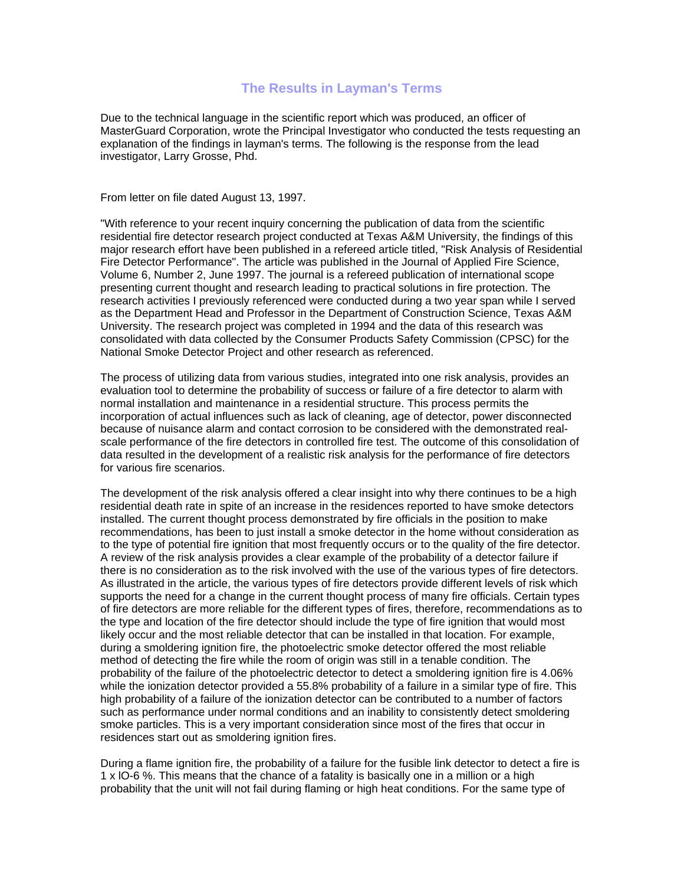# The Results in Layman's Terms

Due to the technical language in the scientific report which was produced, an officer of MasterGuard Corporation, wrote the Principal Investigator who conducted the tests requesting an explanation of the findings in layman's terms. The following is the response from the lead investigator, Larry Grosse, Phd.

From letter on file dated August 13, 1997.

"With reference to your recent inquiry concerning the publication of data from the scientific residential fire detector research project conducted at Texas A&M University, the findings of this major research effort have been published in a refereed article titled, "Risk Analysis of Residential Fire Detector Performance". The article was published in the Journal of Applied Fire Science, Volume 6, Number 2, June 1997. The journal is a refereed publication of international scope presenting current thought and research leading to practical solutions in fire protection. The research activities I previously referenced were conducted during a two year span while I served as the Department Head and Professor in the Department of Construction Science, Texas A&M University. The research project was completed in 1994 and the data of this research was consolidated with data collected by the Consumer Products Safety Commission (CPSC) for the National Smoke Detector Project and other research as referenced.

The process of utilizing data from various studies, integrated into one risk analysis, provides an evaluation tool to determine the probability of success or failure of a fire detector to alarm with normal installation and maintenance in a residential structure. This process permits the incorporation of actual influences such as lack of cleaning, age of detector, power disconnected because of nuisance alarm and contact corrosion to be considered with the demonstrated real-scale performance of the fire detectors in controlled fire test. The outcome of this consolidation of data resulted in the development of a realistic risk analysis for the performance of fire detectors for various fire scenarios.

The development of the risk analysis offered a clear insight into why there continues to be a high residential death rate in spite of an increase in the residences reported to have smoke detectors installed. The current thought process demonstrated by fire officials in the position to make recommendations, has been to just install a smoke detector in the home without consideration as to the type of potential fire ignition that most frequently occurs or to the quality of the fire detector. A review of the risk analysis provides a clear example of the probability of a detector failure if there is no consideration as to the risk involved with the use of the various types of fire detectors. As illustrated in the article, the various types of fire detectors provide different levels of risk which supports the need for a change in the current thought process of many fire officials. Certain types of fire detectors are more reliable for the different types of fires, therefore, recommendations as to the type and location of the fire detector should include the type of fire ignition that would most likely occur and the most reliable detector that can be installed in that location. For example, during a smoldering ignition fire, the photoelectric smoke detector offered the most reliable method of detecting the fire while the room of origin was still in a tenable condition. The probability of the failure of the photoelectric detector to detect a smoldering ignition fire is 4.06% while the ionization detector provided a 55.8% probability of a failure in a similar type of fire. This high probability of a failure of the ionization detector can be contributed to a number of factors such as performance under normal conditions and an inability to consistently detect smoldering smoke particles. This is a very important consideration since most of the fires that occur in residences start out as smoldering ignition fires.

During a flame ignition fire, the probability of a failure for the fusible link detector to detect a fire is $1 \times 10^{-6}$ %. This means that the chance of a fatality is basically one in a million or a high probability that the unit will not fail during flaming or high heat conditions. For the same type of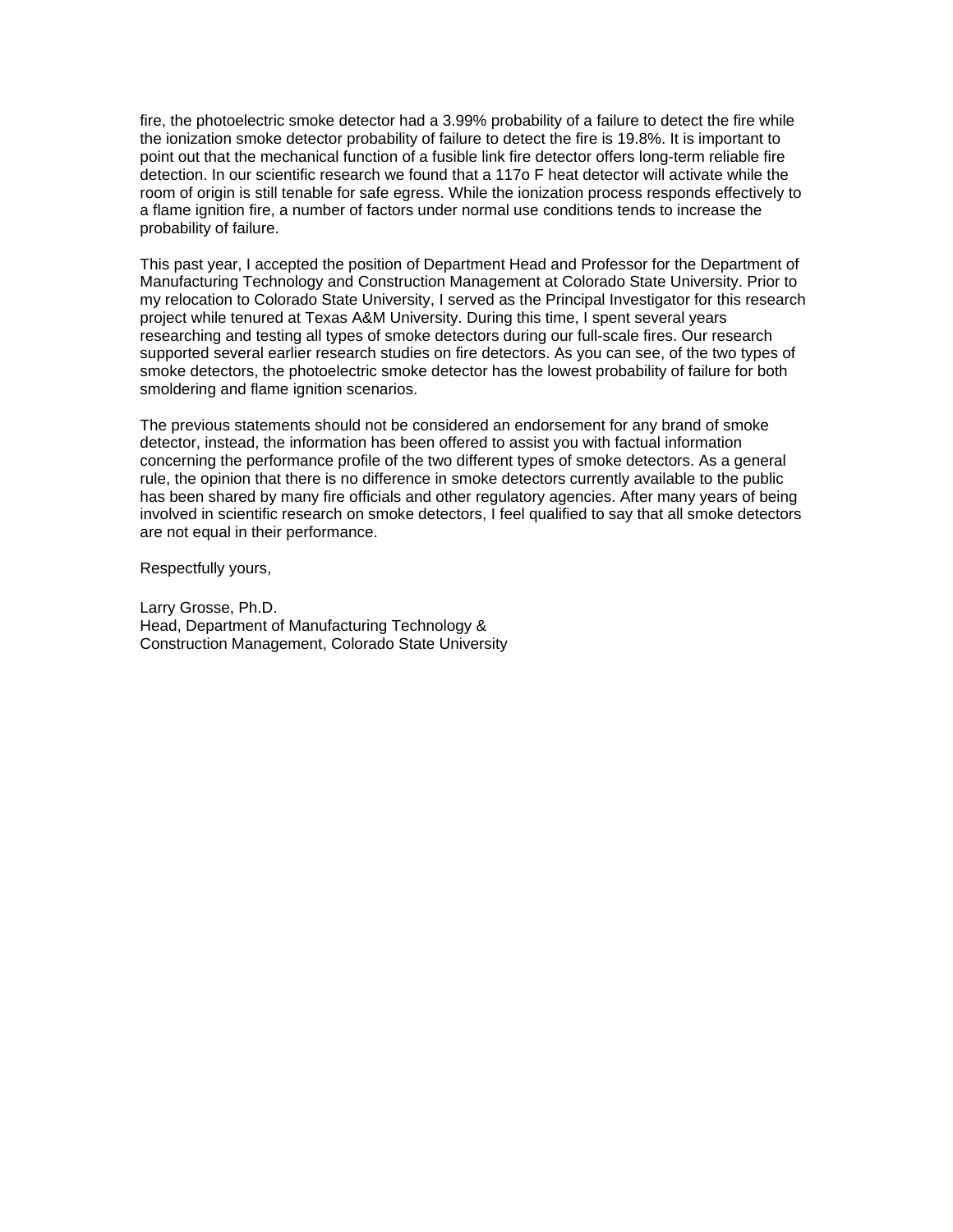fire, the photoelectric smoke detector had a 3.99% probability of a failure to detect the fire while the ionization smoke detector probability of failure to detect the fire is 19.8%. It is important to point out that the mechanical function of a fusible link fire detector offers long-term reliable fire detection. In our scientific research we found that a 117o F heat detector will activate while the room of origin is still tenable for safe egress. While the ionization process responds effectively to a flame ignition fire, a number of factors under normal use conditions tends to increase the probability of failure.

This past year, I accepted the position of Department Head and Professor for the Department of Manufacturing Technology and Construction Management at Colorado State University. Prior to my relocation to Colorado State University, I served as the Principal Investigator for this research project while tenured at Texas A&M University. During this time, I spent several years researching and testing all types of smoke detectors during our full-scale fires. Our research supported several earlier research studies on fire detectors. As you can see, of the two types of smoke detectors, the photoelectric smoke detector has the lowest probability of failure for both smoldering and flame ignition scenarios.

The previous statements should not be considered an endorsement for any brand of smoke detector, instead, the information has been offered to assist you with factual information concerning the performance profile of the two different types of smoke detectors. As a general rule, the opinion that there is no difference in smoke detectors currently available to the public has been shared by many fire officials and other regulatory agencies. After many years of being involved in scientific research on smoke detectors, I feel qualified to say that all smoke detectors are not equal in their performance.

Respectfully yours,

Larry Grosse, Ph.D.
Head, Department of Manufacturing Technology &
Construction Management, Colorado State University